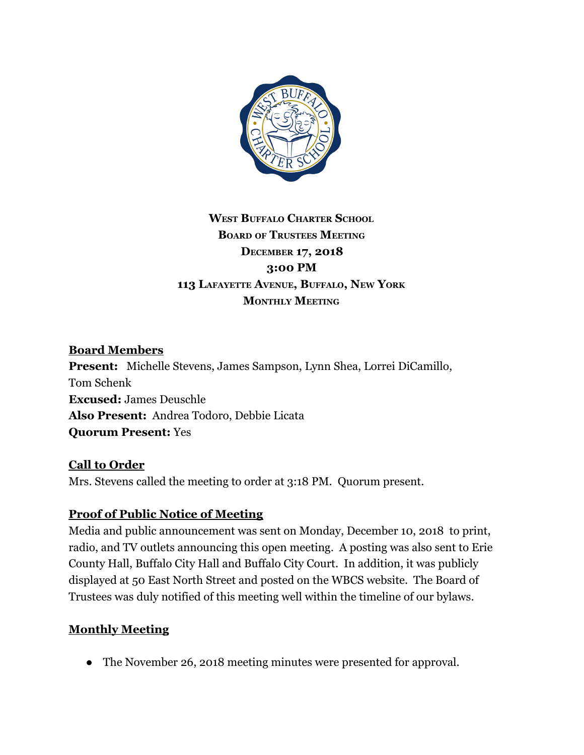**West Buffalo Charter School**
**Board of Trustees Meeting**
**December 17, 2018**
**3:00 PM**
**113 Lafayette Avenue, Buffalo, New York**
**Monthly Meeting**

## Board Members

**Present:** Michelle Stevens, James Sampson, Lynn Shea, Lorrei DiCamillo, Tom Schenk
**Excused:** James Deuschle
**Also Present:** Andrea Todoro, Debbie Licata
**Quorum Present:** Yes

## Call to Order

Mrs. Stevens called the meeting to order at 3:18 PM. Quorum present.

## Proof of Public Notice of Meeting

Media and public announcement was sent on Monday, December 10, 2018 to print, radio, and TV outlets announcing this open meeting. A posting was also sent to Erie County Hall, Buffalo City Hall and Buffalo City Court. In addition, it was publicly displayed at 50 East North Street and posted on the WBCS website. The Board of Trustees was duly notified of this meeting well within the timeline of our bylaws.

## Monthly Meeting

- The November 26, 2018 meeting minutes were presented for approval.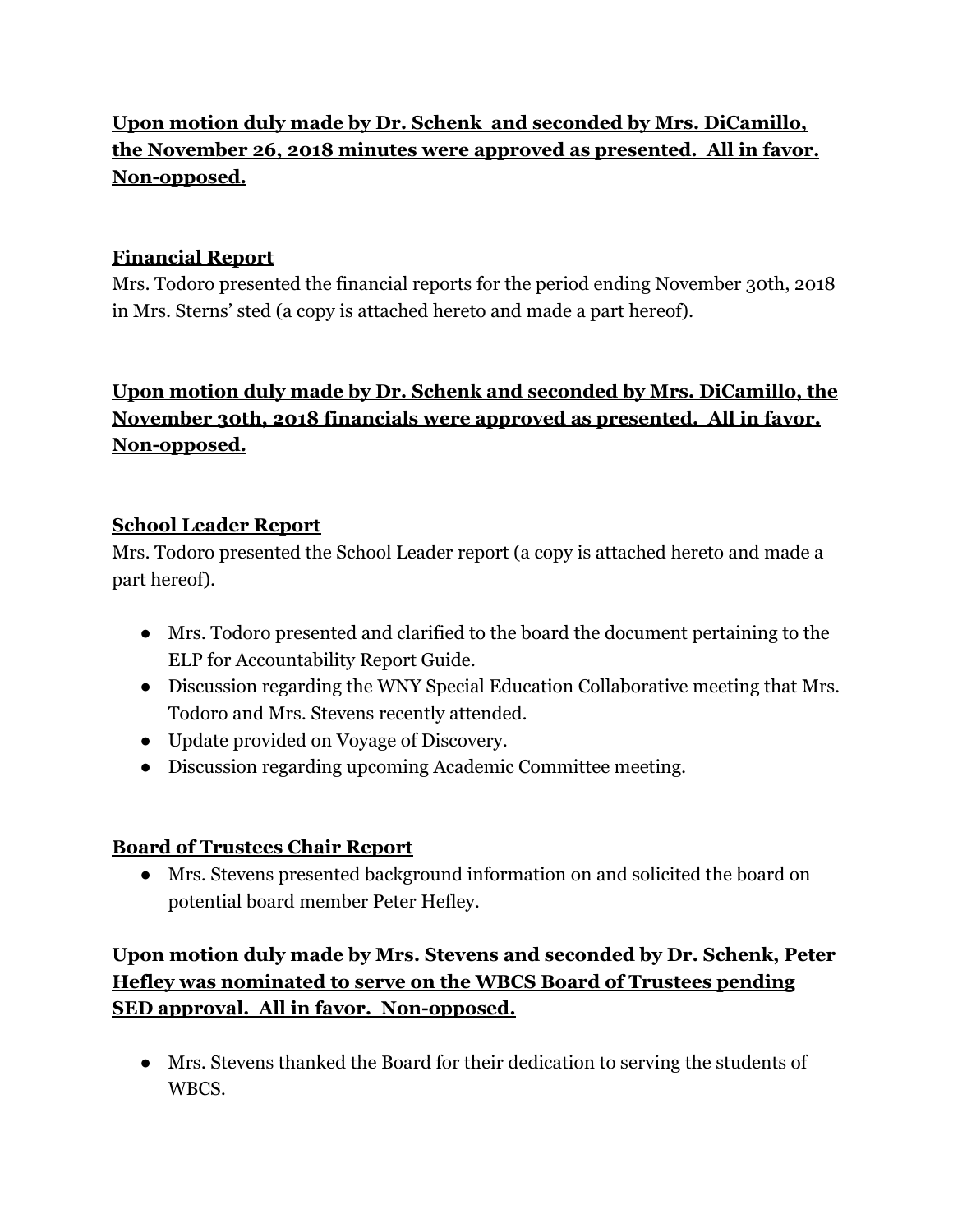**Upon motion duly made by Dr. Schenk and seconded by Mrs. DiCamillo, the November 26, 2018 minutes were approved as presented. All in favor. Non-opposed.**

**Financial Report**

Mrs. Todoro presented the financial reports for the period ending November 30th, 2018 in Mrs. Sterns' sted (a copy is attached hereto and made a part hereof).

**Upon motion duly made by Dr. Schenk and seconded by Mrs. DiCamillo, the November 30th, 2018 financials were approved as presented. All in favor. Non-opposed.**

**School Leader Report**

Mrs. Todoro presented the School Leader report (a copy is attached hereto and made a part hereof).

- Mrs. Todoro presented and clarified to the board the document pertaining to the ELP for Accountability Report Guide.
- Discussion regarding the WNY Special Education Collaborative meeting that Mrs. Todoro and Mrs. Stevens recently attended.
- Update provided on Voyage of Discovery.
- Discussion regarding upcoming Academic Committee meeting.

**Board of Trustees Chair Report**

- Mrs. Stevens presented background information on and solicited the board on potential board member Peter Hefley.

**Upon motion duly made by Mrs. Stevens and seconded by Dr. Schenk, Peter Hefley was nominated to serve on the WBCS Board of Trustees pending SED approval. All in favor. Non-opposed.**

- Mrs. Stevens thanked the Board for their dedication to serving the students of WBCS.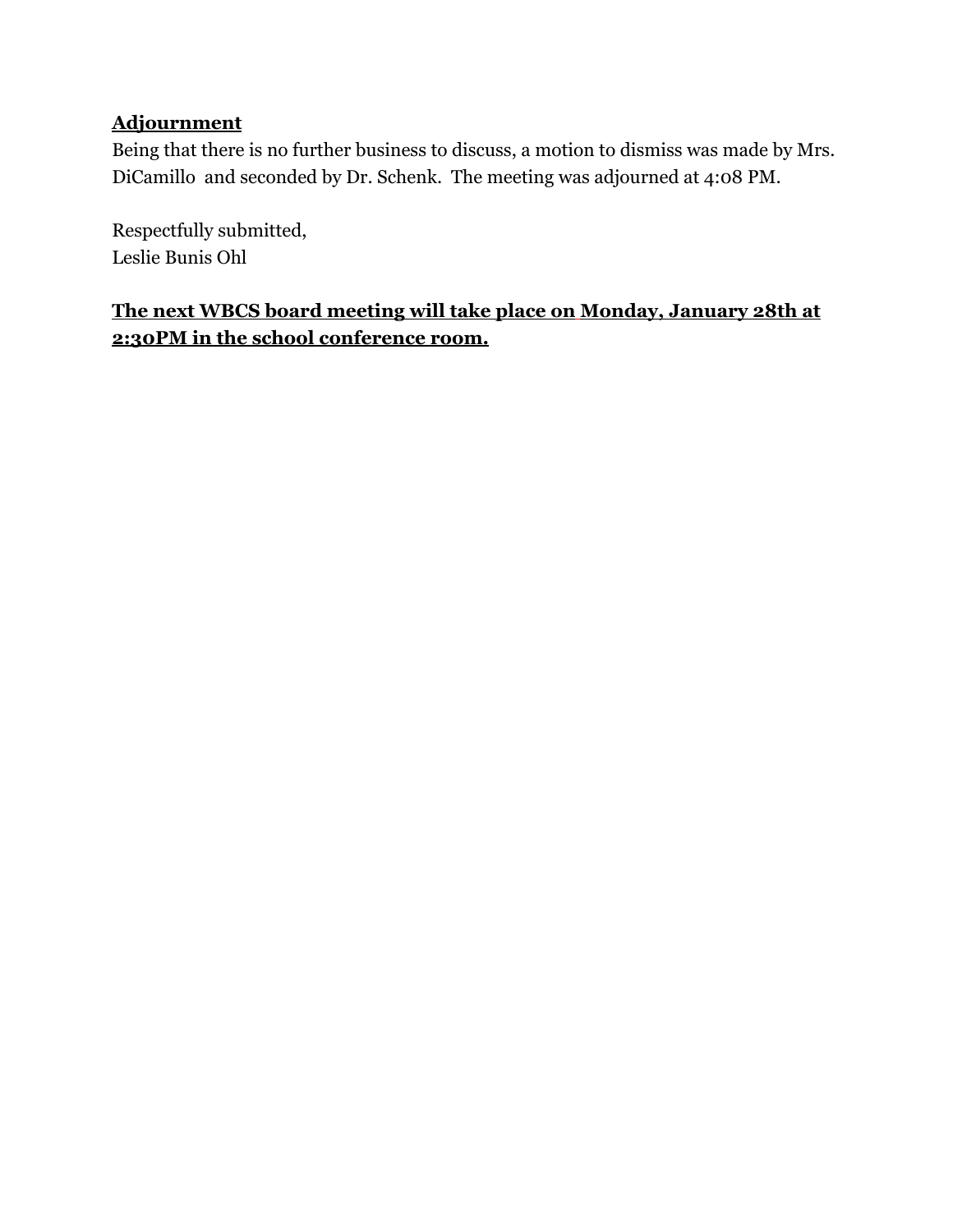**Adjournment**

Being that there is no further business to discuss, a motion to dismiss was made by Mrs. DiCamillo and seconded by Dr. Schenk. The meeting was adjourned at 4:08 PM.

Respectfully submitted,
Leslie Bunis Ohl

**The next WBCS board meeting will take place on Monday, January 28th at 2:30PM in the school conference room.**